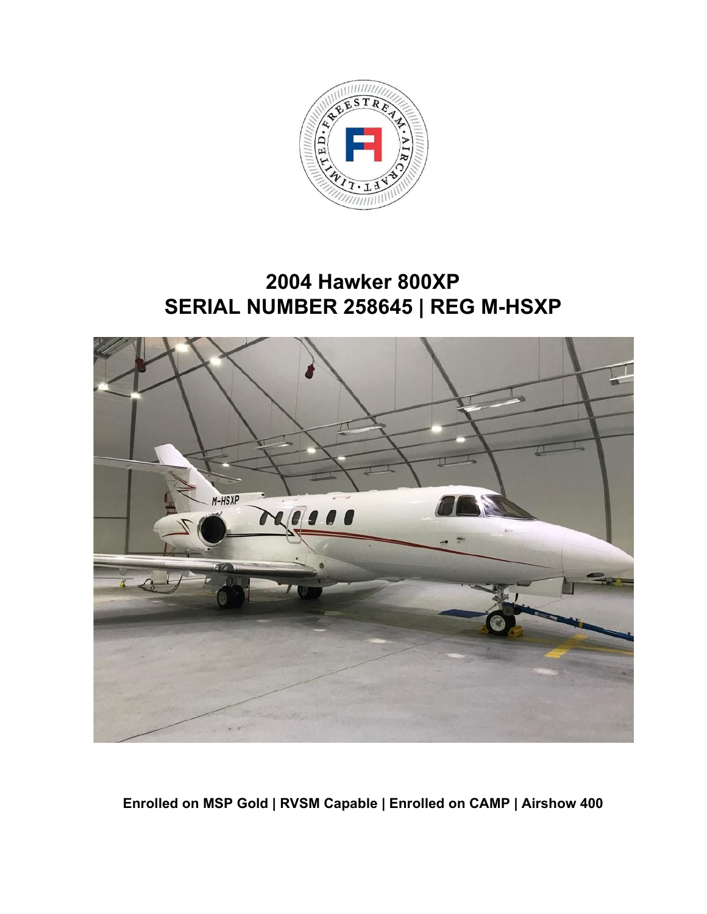# 2004 Hawker 800XP
# SERIAL NUMBER 258645 | REG M-HSXP

**Enrolled on MSP Gold | RVSM Capable | Enrolled on CAMP | Airshow 400**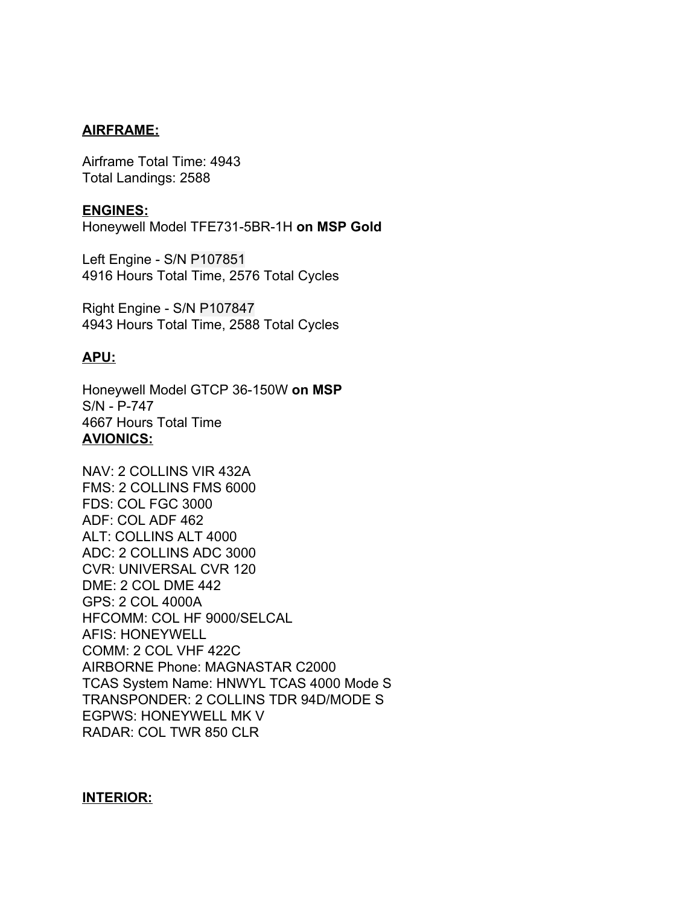## AIRFRAME:

Airframe Total Time: 4943
Total Landings: 2588

## ENGINES:

Honeywell Model TFE731-5BR-1H **on MSP Gold**

Left Engine - S/N P107851
4916 Hours Total Time, 2576 Total Cycles

Right Engine - S/N P107847
4943 Hours Total Time, 2588 Total Cycles

## APU:

Honeywell Model GTCP 36-150W **on MSP**
S/N - P-747
4667 Hours Total Time

## AVIONICS:

NAV: 2 COLLINS VIR 432A
FMS: 2 COLLINS FMS 6000
FDS: COL FGC 3000
ADF: COL ADF 462
ALT: COLLINS ALT 4000
ADC: 2 COLLINS ADC 3000
CVR: UNIVERSAL CVR 120
DME: 2 COL DME 442
GPS: 2 COL 4000A
HFCOMM: COL HF 9000/SELCAL
AFIS: HONEYWELL
COMM: 2 COL VHF 422C
AIRBORNE Phone: MAGNASTAR C2000
TCAS System Name: HNWYL TCAS 4000 Mode S
TRANSPONDER: 2 COLLINS TDR 94D/MODE S
EGPWS: HONEYWELL MK V
RADAR: COL TWR 850 CLR

## INTERIOR: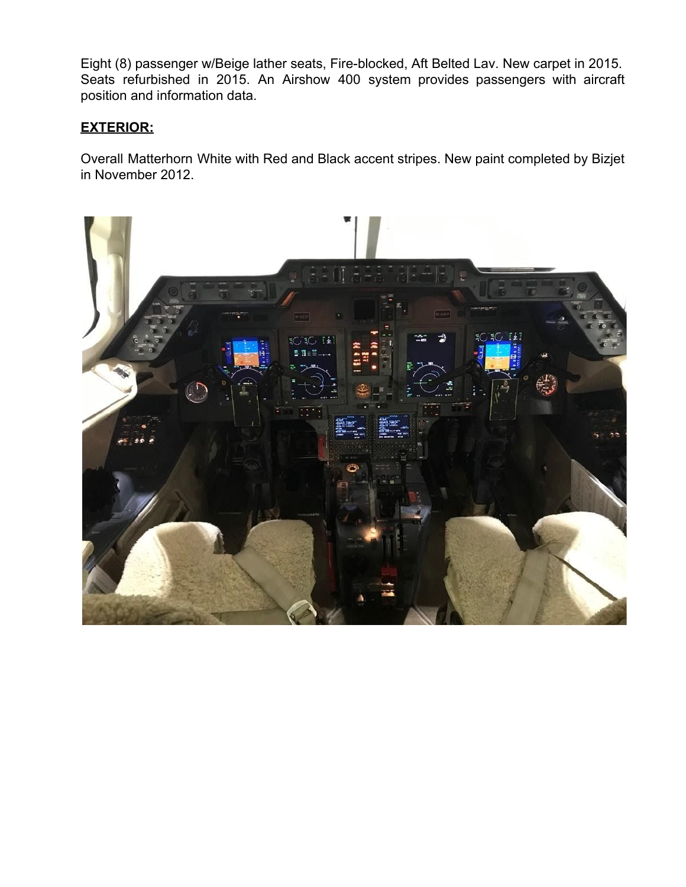Eight (8) passenger w/Beige lather seats, Fire-blocked, Aft Belted Lav. New carpet in 2015. Seats refurbished in 2015. An Airshow 400 system provides passengers with aircraft position and information data.

**EXTERIOR:**

Overall Matterhorn White with Red and Black accent stripes. New paint completed by Bizjet in November 2012.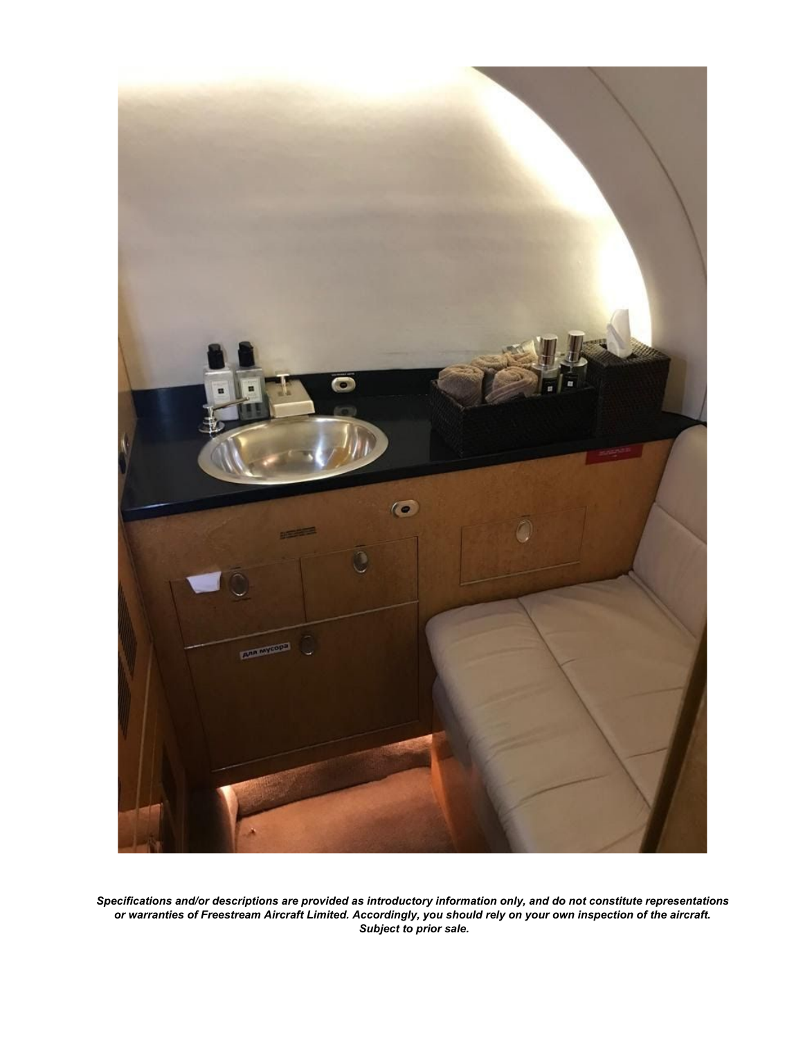***Specifications and/or descriptions are provided as introductory information only, and do not constitute representations or warranties of Freestream Aircraft Limited. Accordingly, you should rely on your own inspection of the aircraft. Subject to prior sale.***